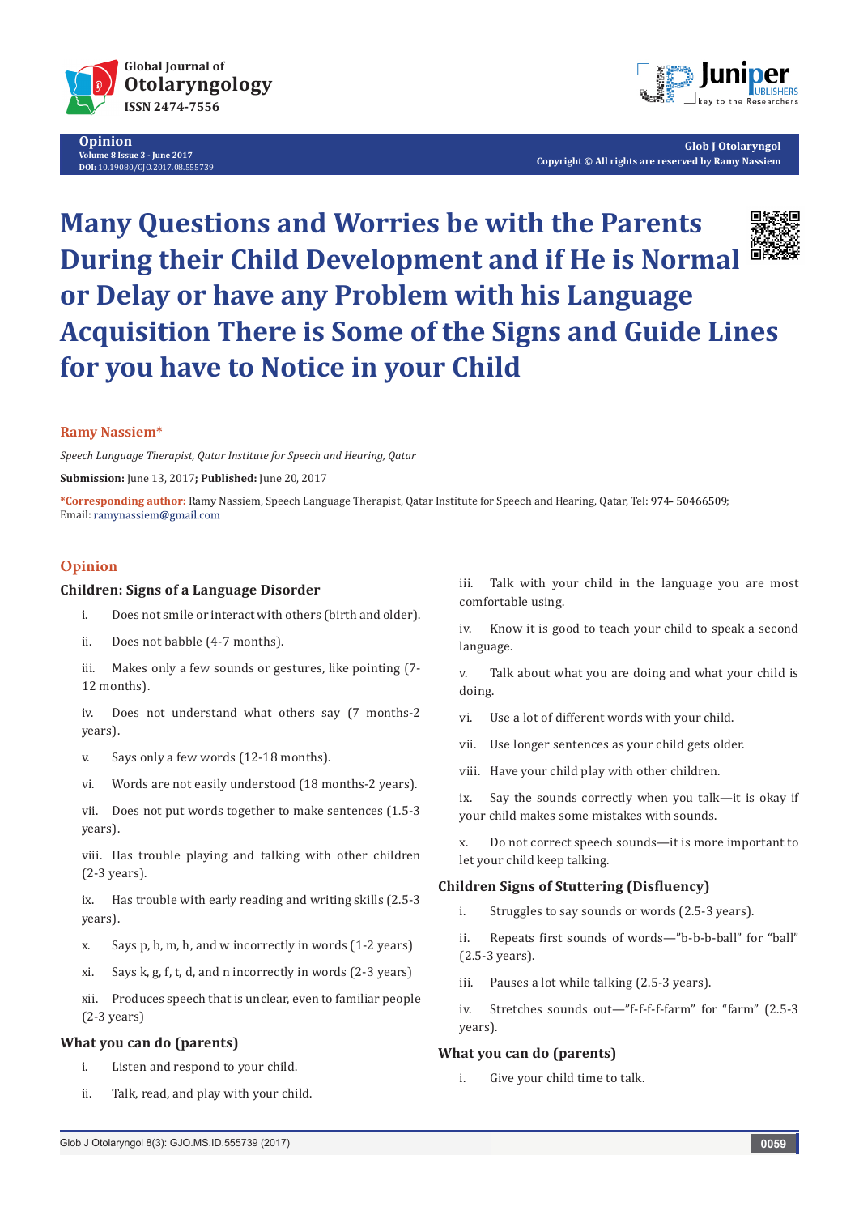# Many Questions and Worries be with the Parents During their Child Development and if He is Normal or Delay or have any Problem with his Language Acquisition There is Some of the Signs and Guide Lines for you have to Notice in your Child

**Ramy Nassiem***

*Speech Language Therapist, Qatar Institute for Speech and Hearing, Qatar*

**Submission:** June 13, 2017**; Published:** June 20, 2017

***Corresponding author:** Ramy Nassiem, Speech Language Therapist, Qatar Institute for Speech and Hearing, Qatar, Tel: 974- 50466509; Email: ramynassiem@gmail.com

## Opinion

### Children: Signs of a Language Disorder

i. Does not smile or interact with others (birth and older).

ii. Does not babble (4-7 months).

iii. Makes only a few sounds or gestures, like pointing (7-12 months).

iv. Does not understand what others say (7 months-2 years).

v. Says only a few words (12-18 months).

vi. Words are not easily understood (18 months-2 years).

vii. Does not put words together to make sentences (1.5-3 years).

viii. Has trouble playing and talking with other children (2-3 years).

ix. Has trouble with early reading and writing skills (2.5-3 years).

x. Says p, b, m, h, and w incorrectly in words (1-2 years)

xi. Says k, g, f, t, d, and n incorrectly in words (2-3 years)

xii. Produces speech that is unclear, even to familiar people (2-3 years)

### What you can do (parents)

i. Listen and respond to your child.

ii. Talk, read, and play with your child.

iii. Talk with your child in the language you are most comfortable using.

iv. Know it is good to teach your child to speak a second language.

v. Talk about what you are doing and what your child is doing.

vi. Use a lot of different words with your child.

vii. Use longer sentences as your child gets older.

viii. Have your child play with other children.

ix. Say the sounds correctly when you talk—it is okay if your child makes some mistakes with sounds.

x. Do not correct speech sounds—it is more important to let your child keep talking.

### Children Signs of Stuttering (Disfluency)

i. Struggles to say sounds or words (2.5-3 years).

ii. Repeats first sounds of words—"b-b-b-ball" for "ball" (2.5-3 years).

iii. Pauses a lot while talking (2.5-3 years).

iv. Stretches sounds out—"f-f-f-f-farm" for "farm" (2.5-3 years).

### What you can do (parents)

i. Give your child time to talk.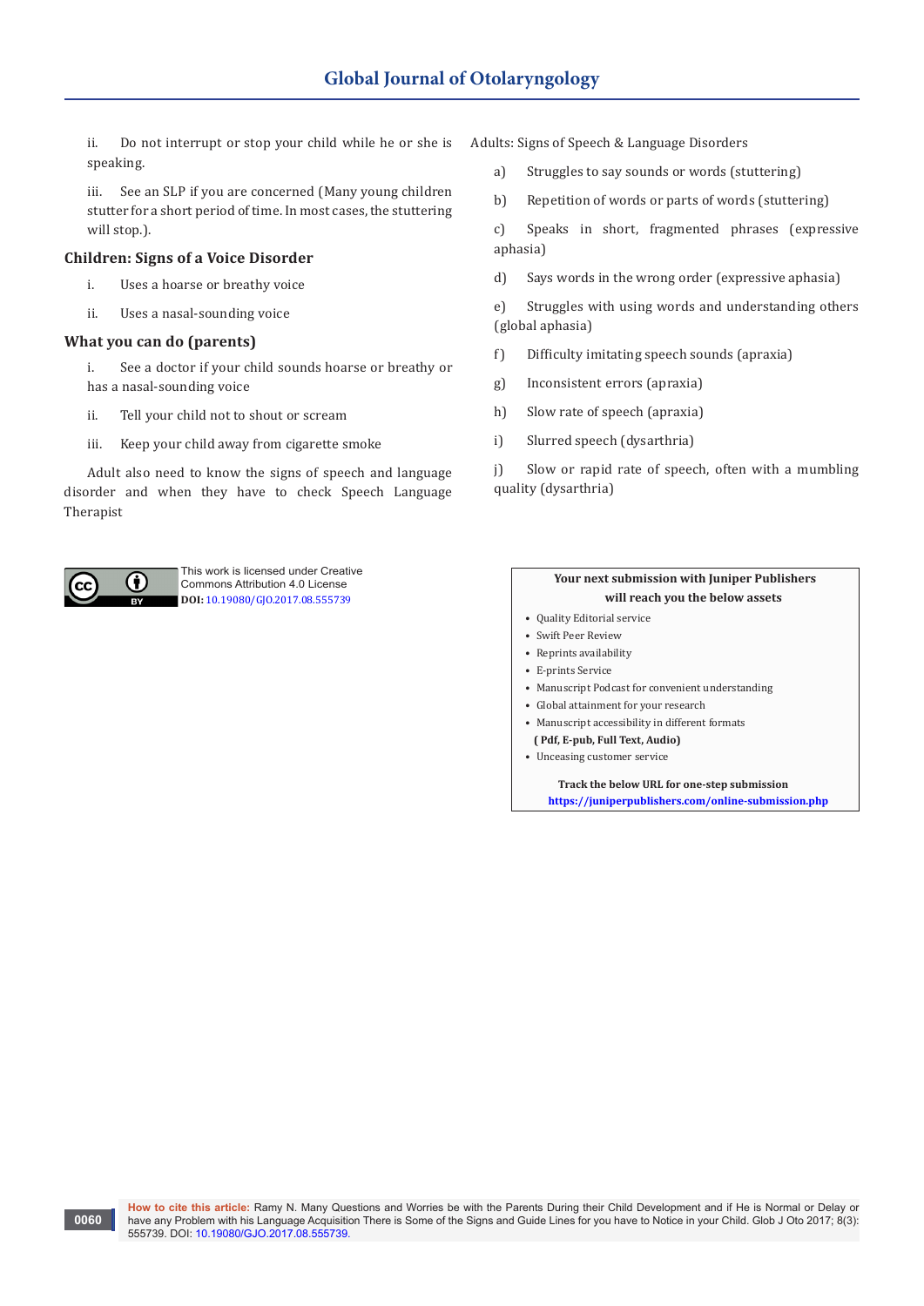ii. Do not interrupt or stop your child while he or she is speaking.

iii. See an SLP if you are concerned (Many young children stutter for a short period of time. In most cases, the stuttering will stop.).

### Children: Signs of a Voice Disorder

i. Uses a hoarse or breathy voice

ii. Uses a nasal-sounding voice

### What you can do (parents)

i. See a doctor if your child sounds hoarse or breathy or has a nasal-sounding voice

ii. Tell your child not to shout or scream

iii. Keep your child away from cigarette smoke

Adult also need to know the signs of speech and language disorder and when they have to check Speech Language Therapist

Adults: Signs of Speech & Language Disorders

a) Struggles to say sounds or words (stuttering)

b) Repetition of words or parts of words (stuttering)

c) Speaks in short, fragmented phrases (expressive aphasia)

d) Says words in the wrong order (expressive aphasia)

e) Struggles with using words and understanding others (global aphasia)

f) Difficulty imitating speech sounds (apraxia)

g) Inconsistent errors (apraxia)

h) Slow rate of speech (apraxia)

i) Slurred speech (dysarthria)

j) Slow or rapid rate of speech, often with a mumbling quality (dysarthria)

This work is licensed under Creative Commons Attribution 4.0 License
**DOI:** 10.19080/GJO.2017.08.555739

**Your next submission with Juniper Publishers will reach you the below assets**

- Quality Editorial service
- Swift Peer Review
- Reprints availability
- E-prints Service
- Manuscript Podcast for convenient understanding
- Global attainment for your research
- Manuscript accessibility in different formats
  **( Pdf, E-pub, Full Text, Audio)**
- Unceasing customer service

**Track the below URL for one-step submission**
**https://juniperpublishers.com/online-submission.php**

**How to cite this article:** Ramy N. Many Questions and Worries be with the Parents During their Child Development and if He is Normal or Delay or have any Problem with his Language Acquisition There is Some of the Signs and Guide Lines for you have to Notice in your Child. Glob J Oto 2017; 8(3): 555739. DOI: 10.19080/GJO.2017.08.555739.